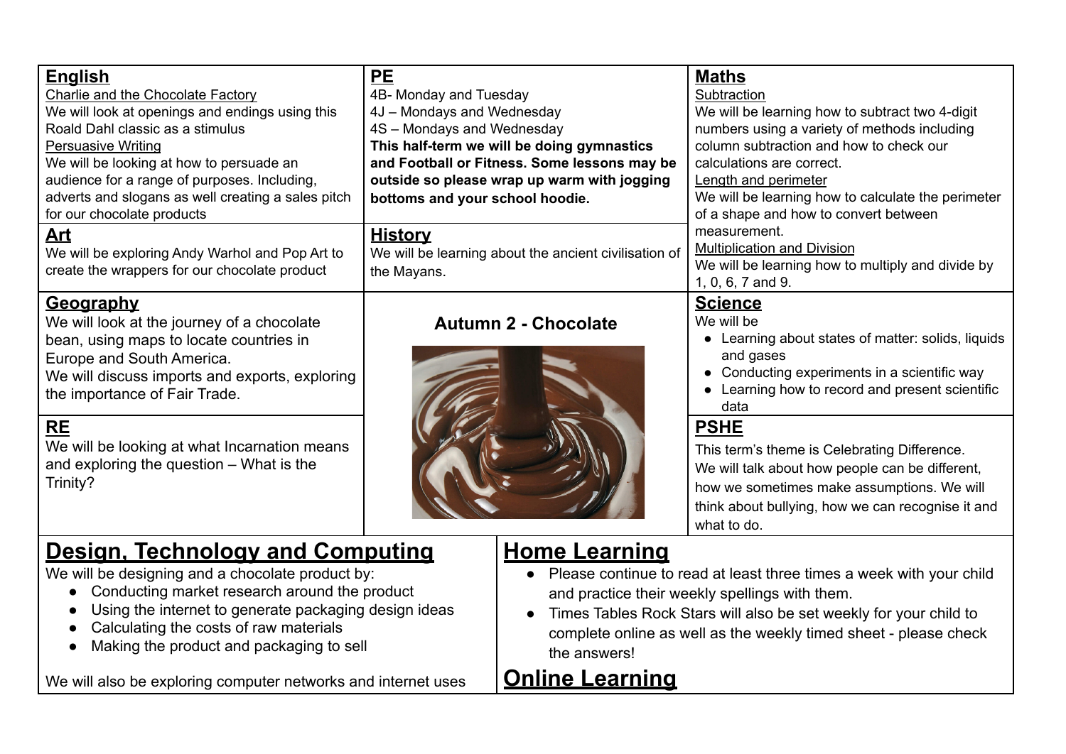## English

Charlie and the Chocolate Factory

We will look at openings and endings using this Roald Dahl classic as a stimulus

Persuasive Writing

We will be looking at how to persuade an audience for a range of purposes. Including, adverts and slogans as well creating a sales pitch for our chocolate products

## PE

4B- Monday and Tuesday
4J – Mondays and Wednesday
4S – Mondays and Wednesday

**This half-term we will be doing gymnastics and Football or Fitness. Some lessons may be outside so please wrap up warm with jogging bottoms and your school hoodie.**

## Maths

Subtraction

We will be learning how to subtract two 4-digit numbers using a variety of methods including column subtraction and how to check our calculations are correct.

Length and perimeter

We will be learning how to calculate the perimeter of a shape and how to convert between measurement.

Multiplication and Division

We will be learning how to multiply and divide by 1, 0, 6, 7 and 9.

## Art

We will be exploring Andy Warhol and Pop Art to create the wrappers for our chocolate product

## History

We will be learning about the ancient civilisation of the Mayans.

## Geography

We will look at the journey of a chocolate bean, using maps to locate countries in Europe and South America.

We will discuss imports and exports, exploring the importance of Fair Trade.

## Autumn 2 - Chocolate

## Science

We will be

- Learning about states of matter: solids, liquids and gases
- Conducting experiments in a scientific way
- Learning how to record and present scientific data

## RE

We will be looking at what Incarnation means and exploring the question – What is the Trinity?

## PSHE

This term's theme is Celebrating Difference.
We will talk about how people can be different, how we sometimes make assumptions. We will think about bullying, how we can recognise it and what to do.

## Design, Technology and Computing

We will be designing and a chocolate product by:

- Conducting market research around the product
- Using the internet to generate packaging design ideas
- Calculating the costs of raw materials
- Making the product and packaging to sell

We will also be exploring computer networks and internet uses

## Home Learning

- Please continue to read at least three times a week with your child and practice their weekly spellings with them.
- Times Tables Rock Stars will also be set weekly for your child to complete online as well as the weekly timed sheet - please check the answers!

## Online Learning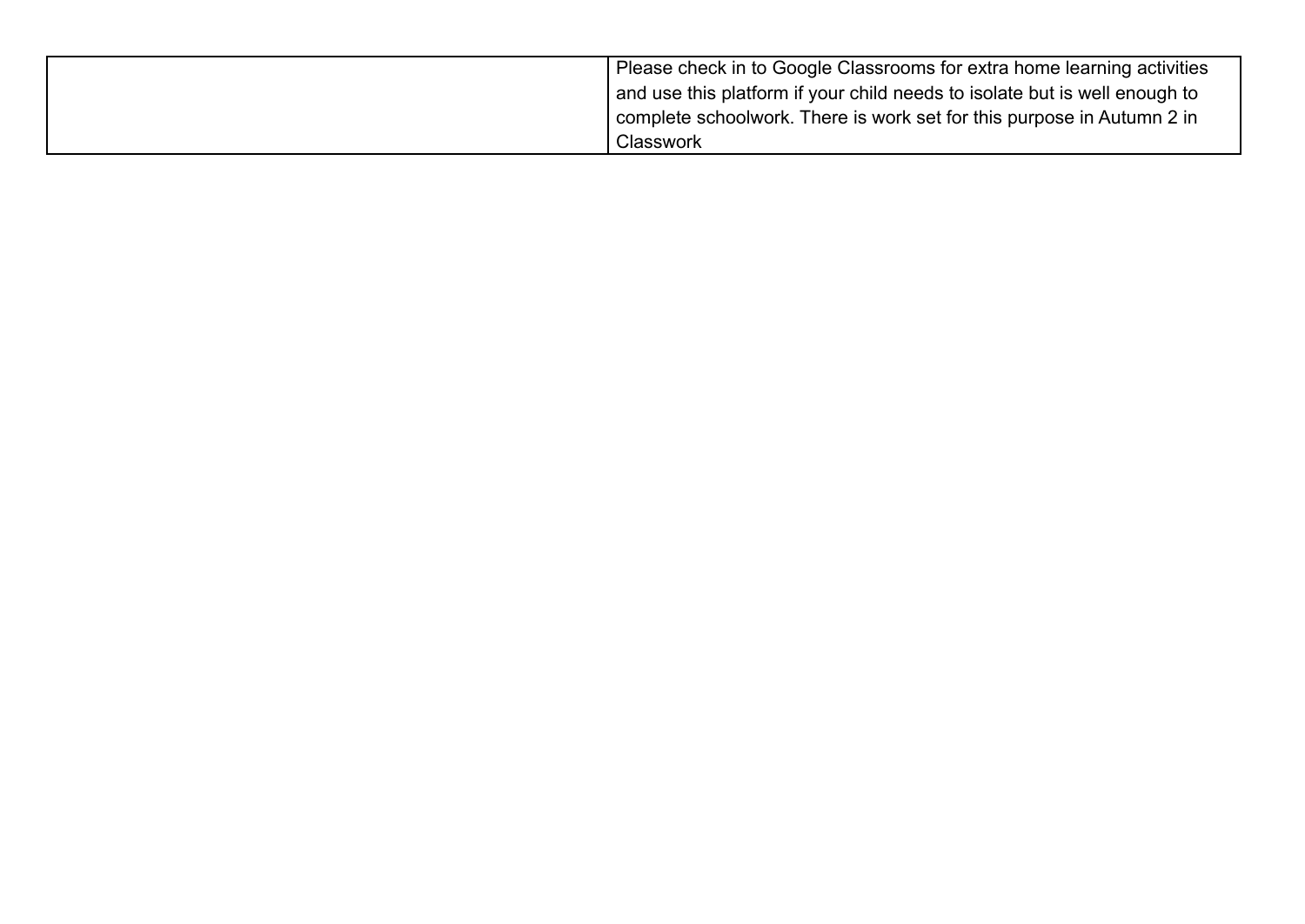| | |
|---|---|
| | Please check in to Google Classrooms for extra home learning activities and use this platform if your child needs to isolate but is well enough to complete schoolwork. There is work set for this purpose in Autumn 2 in Classwork |